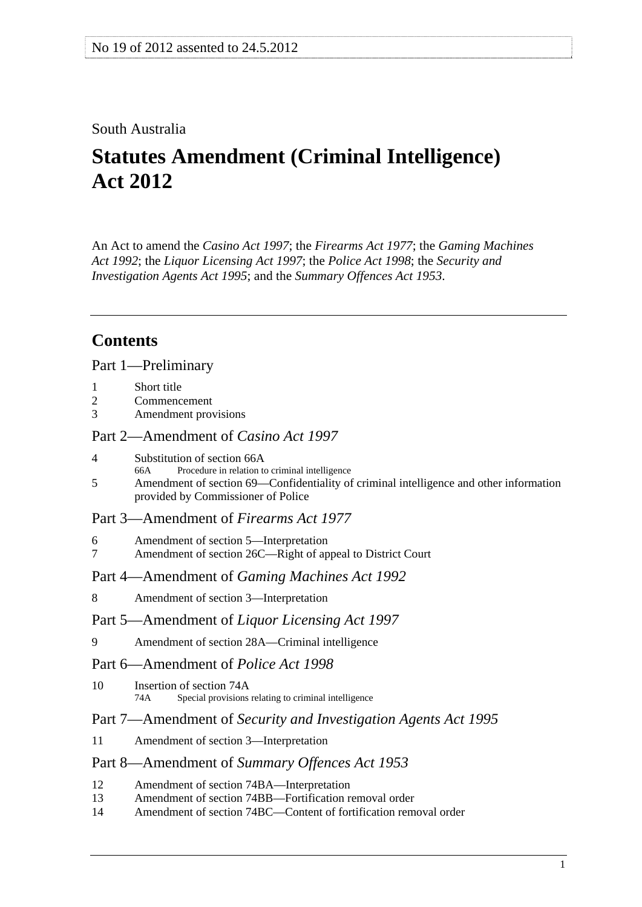No 19 of 2012 assented to 24.5.2012

South Australia

# Statutes Amendment (Criminal Intelligence) Act 2012

An Act to amend the *Casino Act 1997*; the *Firearms Act 1977*; the *Gaming Machines Act 1992*; the *Liquor Licensing Act 1997*; the *Police Act 1998*; the *Security and Investigation Agents Act 1995*; and the *Summary Offences Act 1953*.

---

## Contents

Part 1—Preliminary

1 Short title
2 Commencement
3 Amendment provisions

Part 2—Amendment of *Casino Act 1997*

4 Substitution of section 66A
 66A Procedure in relation to criminal intelligence
5 Amendment of section 69—Confidentiality of criminal intelligence and other information provided by Commissioner of Police

Part 3—Amendment of *Firearms Act 1977*

6 Amendment of section 5—Interpretation
7 Amendment of section 26C—Right of appeal to District Court

Part 4—Amendment of *Gaming Machines Act 1992*

8 Amendment of section 3—Interpretation

Part 5—Amendment of *Liquor Licensing Act 1997*

9 Amendment of section 28A—Criminal intelligence

Part 6—Amendment of *Police Act 1998*

10 Insertion of section 74A
 74A Special provisions relating to criminal intelligence

Part 7—Amendment of *Security and Investigation Agents Act 1995*

11 Amendment of section 3—Interpretation

Part 8—Amendment of *Summary Offences Act 1953*

12 Amendment of section 74BA—Interpretation
13 Amendment of section 74BB—Fortification removal order
14 Amendment of section 74BC—Content of fortification removal order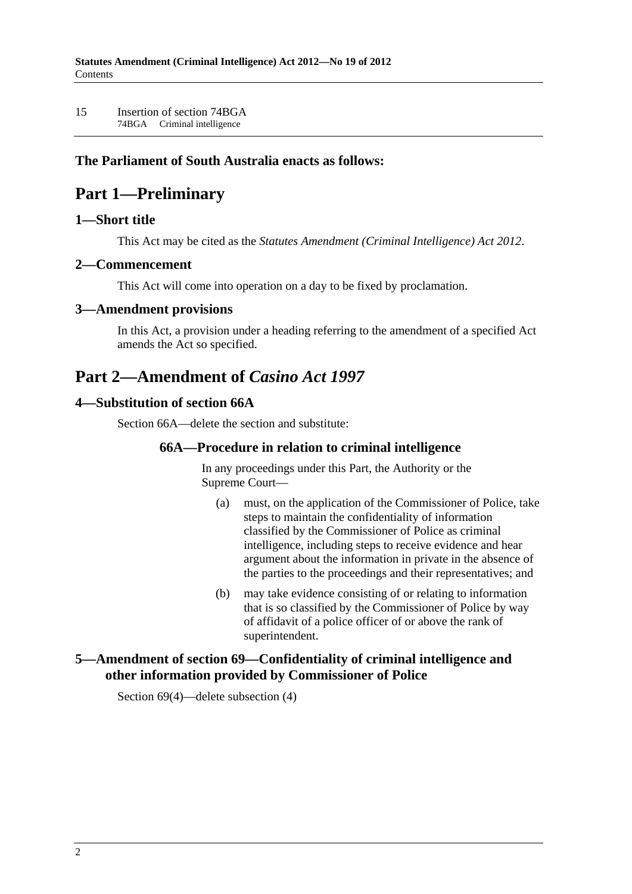15 Insertion of section 74BGA
74BGA Criminal intelligence

**The Parliament of South Australia enacts as follows:**

# Part 1—Preliminary

### 1—Short title

This Act may be cited as the *Statutes Amendment (Criminal Intelligence) Act 2012*.

### 2—Commencement

This Act will come into operation on a day to be fixed by proclamation.

### 3—Amendment provisions

In this Act, a provision under a heading referring to the amendment of a specified Act amends the Act so specified.

# Part 2—Amendment of *Casino Act 1997*

### 4—Substitution of section 66A

Section 66A—delete the section and substitute:

#### 66A—Procedure in relation to criminal intelligence

In any proceedings under this Part, the Authority or the Supreme Court—

(a) must, on the application of the Commissioner of Police, take steps to maintain the confidentiality of information classified by the Commissioner of Police as criminal intelligence, including steps to receive evidence and hear argument about the information in private in the absence of the parties to the proceedings and their representatives; and

(b) may take evidence consisting of or relating to information that is so classified by the Commissioner of Police by way of affidavit of a police officer of or above the rank of superintendent.

### 5—Amendment of section 69—Confidentiality of criminal intelligence and other information provided by Commissioner of Police

Section 69(4)—delete subsection (4)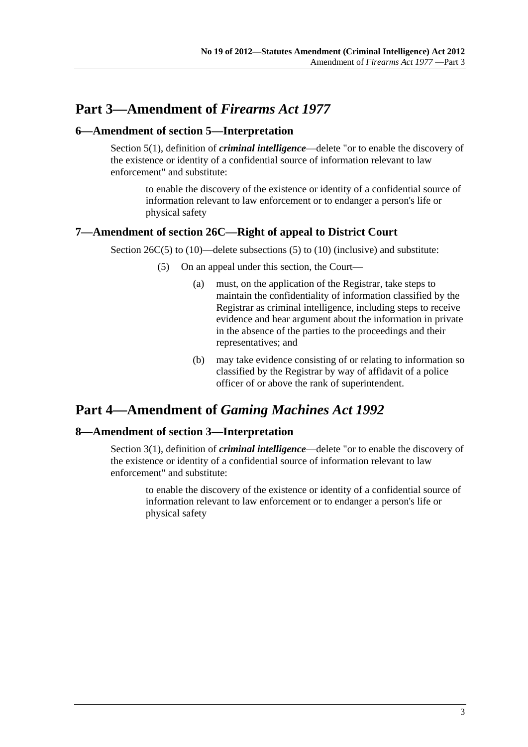# Part 3—Amendment of *Firearms Act 1977*

## 6—Amendment of section 5—Interpretation

Section 5(1), definition of ***criminal intelligence***—delete "or to enable the discovery of the existence or identity of a confidential source of information relevant to law enforcement" and substitute:

> to enable the discovery of the existence or identity of a confidential source of information relevant to law enforcement or to endanger a person's life or physical safety

## 7—Amendment of section 26C—Right of appeal to District Court

Section 26C(5) to (10)—delete subsections (5) to (10) (inclusive) and substitute:

> (5) On an appeal under this section, the Court—
>
> (a) must, on the application of the Registrar, take steps to maintain the confidentiality of information classified by the Registrar as criminal intelligence, including steps to receive evidence and hear argument about the information in private in the absence of the parties to the proceedings and their representatives; and
>
> (b) may take evidence consisting of or relating to information so classified by the Registrar by way of affidavit of a police officer of or above the rank of superintendent.

# Part 4—Amendment of *Gaming Machines Act 1992*

## 8—Amendment of section 3—Interpretation

Section 3(1), definition of ***criminal intelligence***—delete "or to enable the discovery of the existence or identity of a confidential source of information relevant to law enforcement" and substitute:

> to enable the discovery of the existence or identity of a confidential source of information relevant to law enforcement or to endanger a person's life or physical safety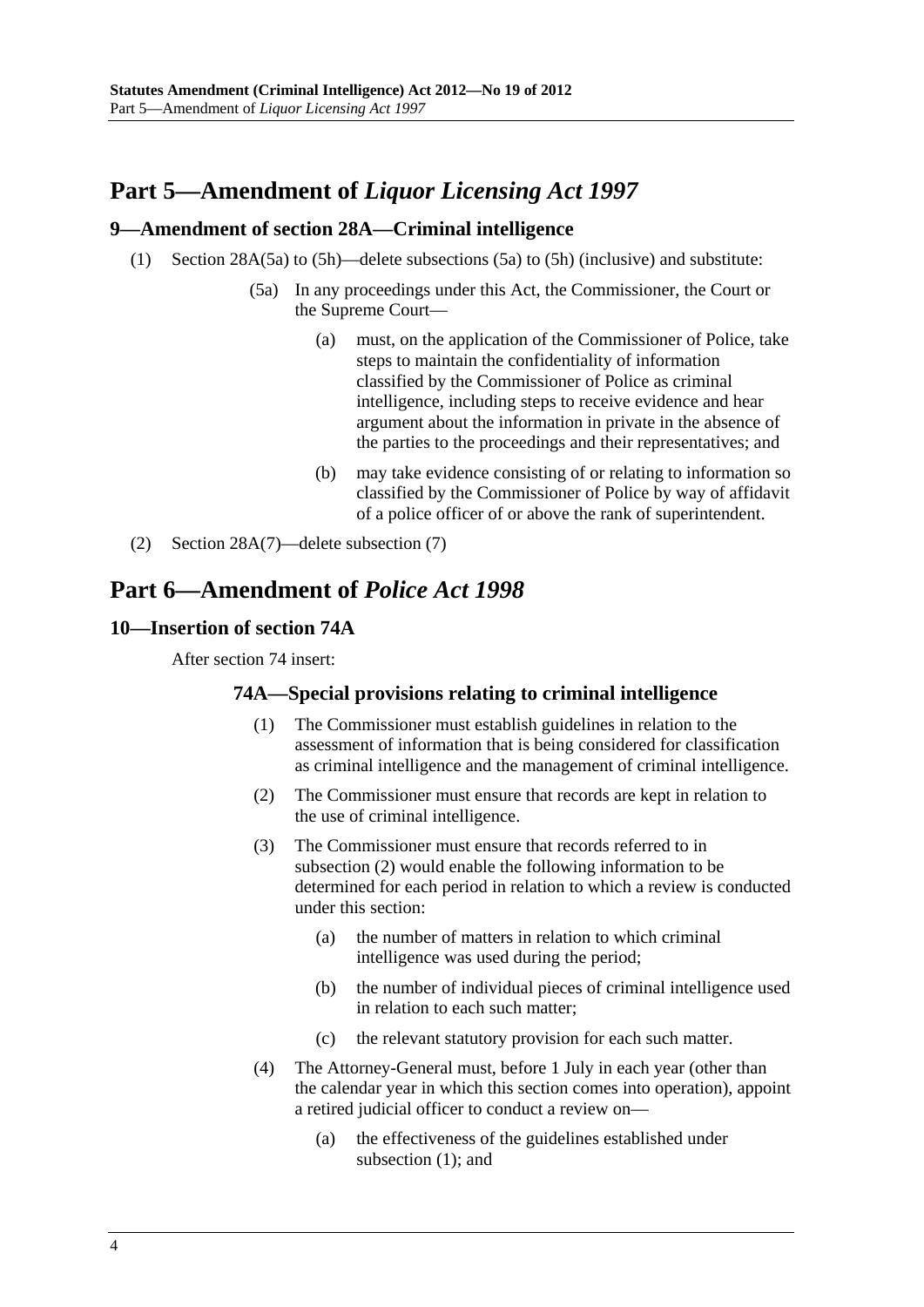## Part 5—Amendment of *Liquor Licensing Act 1997*

### 9—Amendment of section 28A—Criminal intelligence

(1) Section 28A(5a) to (5h)—delete subsections (5a) to (5h) (inclusive) and substitute:

> (5a) In any proceedings under this Act, the Commissioner, the Court or the Supreme Court—
>
> (a) must, on the application of the Commissioner of Police, take steps to maintain the confidentiality of information classified by the Commissioner of Police as criminal intelligence, including steps to receive evidence and hear argument about the information in private in the absence of the parties to the proceedings and their representatives; and
>
> (b) may take evidence consisting of or relating to information so classified by the Commissioner of Police by way of affidavit of a police officer of or above the rank of superintendent.

(2) Section 28A(7)—delete subsection (7)

## Part 6—Amendment of *Police Act 1998*

### 10—Insertion of section 74A

After section 74 insert:

> **74A—Special provisions relating to criminal intelligence**
>
> (1) The Commissioner must establish guidelines in relation to the assessment of information that is being considered for classification as criminal intelligence and the management of criminal intelligence.
>
> (2) The Commissioner must ensure that records are kept in relation to the use of criminal intelligence.
>
> (3) The Commissioner must ensure that records referred to in subsection (2) would enable the following information to be determined for each period in relation to which a review is conducted under this section:
>
> (a) the number of matters in relation to which criminal intelligence was used during the period;
>
> (b) the number of individual pieces of criminal intelligence used in relation to each such matter;
>
> (c) the relevant statutory provision for each such matter.
>
> (4) The Attorney-General must, before 1 July in each year (other than the calendar year in which this section comes into operation), appoint a retired judicial officer to conduct a review on—
>
> (a) the effectiveness of the guidelines established under subsection (1); and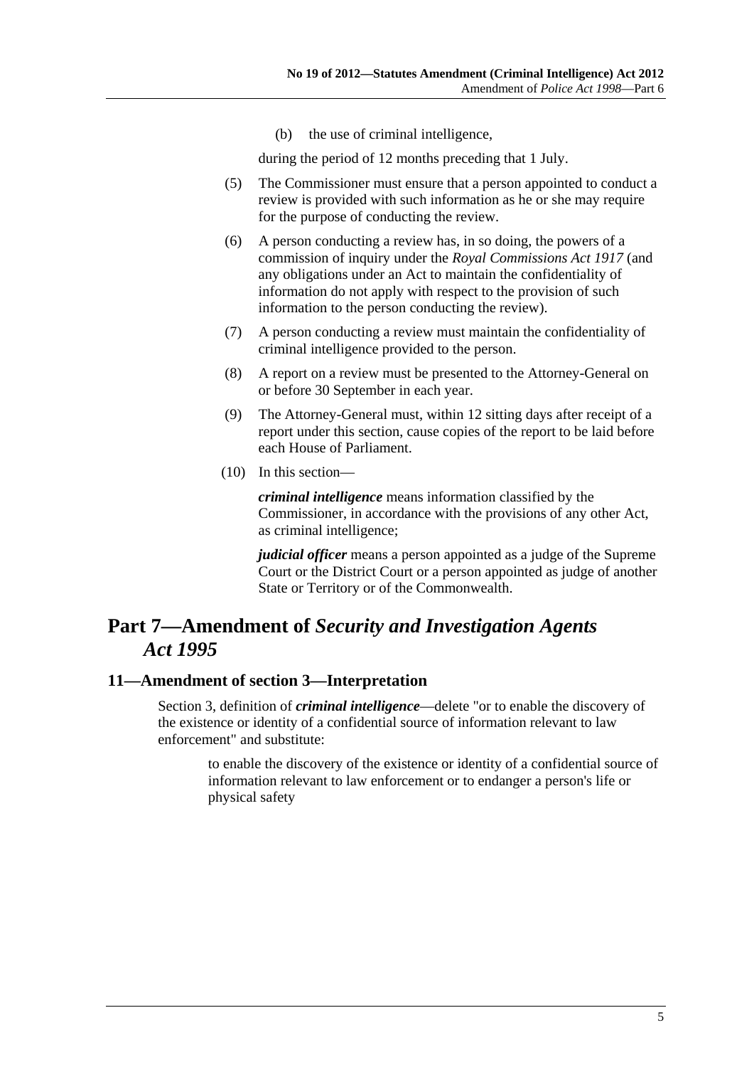(b) the use of criminal intelligence,

during the period of 12 months preceding that 1 July.

(5) The Commissioner must ensure that a person appointed to conduct a review is provided with such information as he or she may require for the purpose of conducting the review.

(6) A person conducting a review has, in so doing, the powers of a commission of inquiry under the *Royal Commissions Act 1917* (and any obligations under an Act to maintain the confidentiality of information do not apply with respect to the provision of such information to the person conducting the review).

(7) A person conducting a review must maintain the confidentiality of criminal intelligence provided to the person.

(8) A report on a review must be presented to the Attorney-General on or before 30 September in each year.

(9) The Attorney-General must, within 12 sitting days after receipt of a report under this section, cause copies of the report to be laid before each House of Parliament.

(10) In this section—

***criminal intelligence*** means information classified by the Commissioner, in accordance with the provisions of any other Act, as criminal intelligence;

***judicial officer*** means a person appointed as a judge of the Supreme Court or the District Court or a person appointed as judge of another State or Territory or of the Commonwealth.

# Part 7—Amendment of *Security and Investigation Agents Act 1995*

## 11—Amendment of section 3—Interpretation

Section 3, definition of ***criminal intelligence***—delete "or to enable the discovery of the existence or identity of a confidential source of information relevant to law enforcement" and substitute:

> to enable the discovery of the existence or identity of a confidential source of information relevant to law enforcement or to endanger a person's life or physical safety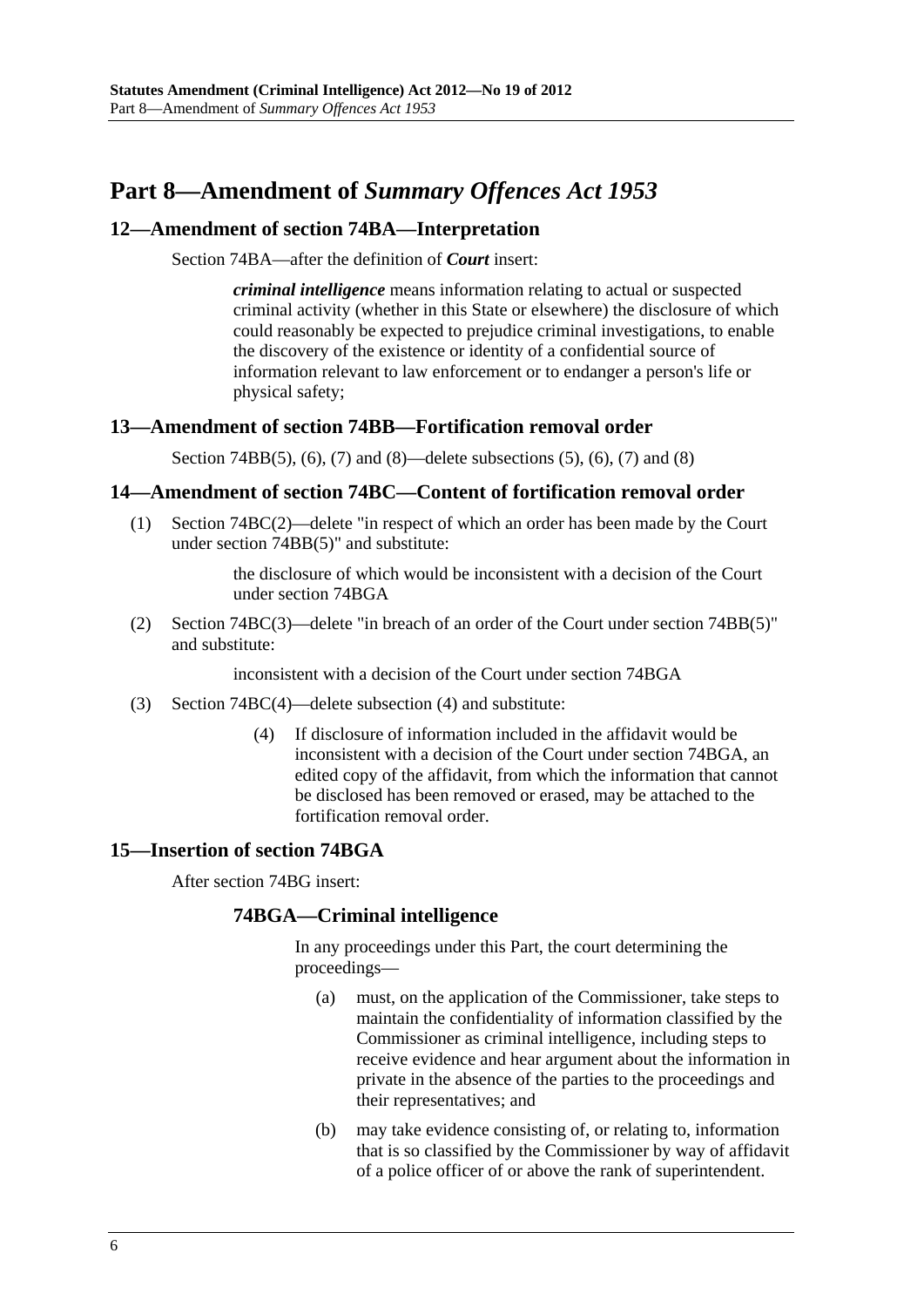# Part 8—Amendment of *Summary Offences Act 1953*

## 12—Amendment of section 74BA—Interpretation

Section 74BA—after the definition of ***Court*** insert:

> ***criminal intelligence*** means information relating to actual or suspected criminal activity (whether in this State or elsewhere) the disclosure of which could reasonably be expected to prejudice criminal investigations, to enable the discovery of the existence or identity of a confidential source of information relevant to law enforcement or to endanger a person's life or physical safety;

## 13—Amendment of section 74BB—Fortification removal order

Section 74BB(5), (6), (7) and (8)—delete subsections (5), (6), (7) and (8)

## 14—Amendment of section 74BC—Content of fortification removal order

(1) Section 74BC(2)—delete "in respect of which an order has been made by the Court under section 74BB(5)" and substitute:

> the disclosure of which would be inconsistent with a decision of the Court under section 74BGA

(2) Section 74BC(3)—delete "in breach of an order of the Court under section 74BB(5)" and substitute:

> inconsistent with a decision of the Court under section 74BGA

(3) Section 74BC(4)—delete subsection (4) and substitute:

> (4) If disclosure of information included in the affidavit would be inconsistent with a decision of the Court under section 74BGA, an edited copy of the affidavit, from which the information that cannot be disclosed has been removed or erased, may be attached to the fortification removal order.

## 15—Insertion of section 74BGA

After section 74BG insert:

### 74BGA—Criminal intelligence

In any proceedings under this Part, the court determining the proceedings—

(a) must, on the application of the Commissioner, take steps to maintain the confidentiality of information classified by the Commissioner as criminal intelligence, including steps to receive evidence and hear argument about the information in private in the absence of the parties to the proceedings and their representatives; and

(b) may take evidence consisting of, or relating to, information that is so classified by the Commissioner by way of affidavit of a police officer of or above the rank of superintendent.